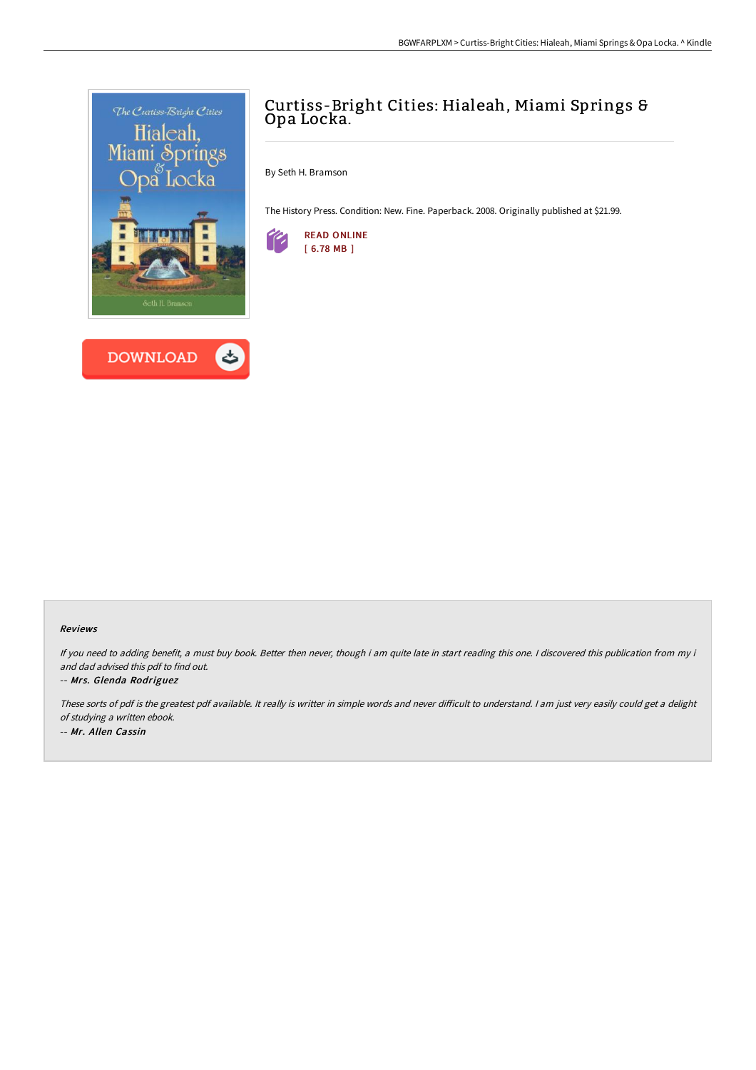# Curtiss-Bright Cities: Hialeah, Miami Springs & Opa Locka.

By Seth H. Bramson

The History Press. Condition: New. Fine. Paperback. 2008. Originally published at $21.99.

READ ONLINE
[ 6.78 MB ]

DOWNLOAD

### Reviews

*If you need to adding benefit, a must buy book. Better then never, though i am quite late in start reading this one. I discovered this publication from my i and dad advised this pdf to find out.*

-- ***Mrs. Glenda Rodriguez***

*These sorts of pdf is the greatest pdf available. It really is writter in simple words and never difficult to understand. I am just very easily could get a delight of studying a written ebook.*

-- ***Mr. Allen Cassin***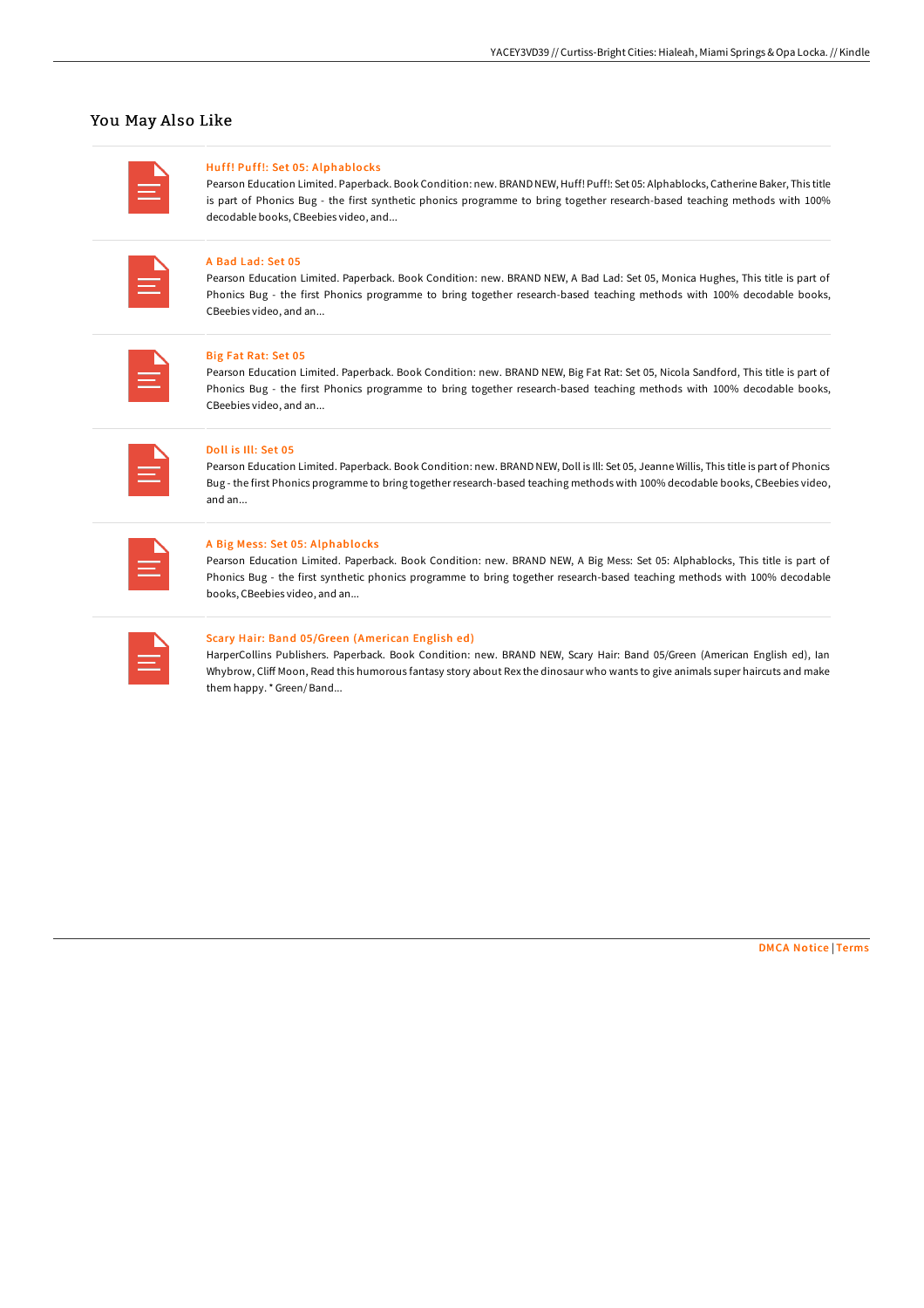## You May Also Like

### Huff! Puff!: Set 05: Alphablocks

Pearson Education Limited. Paperback. Book Condition: new. BRAND NEW, Huff! Puff!: Set 05: Alphablocks, Catherine Baker, This title is part of Phonics Bug - the first synthetic phonics programme to bring together research-based teaching methods with 100% decodable books, CBeebies video, and...

### A Bad Lad: Set 05

Pearson Education Limited. Paperback. Book Condition: new. BRAND NEW, A Bad Lad: Set 05, Monica Hughes, This title is part of Phonics Bug - the first Phonics programme to bring together research-based teaching methods with 100% decodable books, CBeebies video, and an...

### Big Fat Rat: Set 05

Pearson Education Limited. Paperback. Book Condition: new. BRAND NEW, Big Fat Rat: Set 05, Nicola Sandford, This title is part of Phonics Bug - the first Phonics programme to bring together research-based teaching methods with 100% decodable books, CBeebies video, and an...

### Doll is Ill: Set 05

Pearson Education Limited. Paperback. Book Condition: new. BRAND NEW, Doll is Ill: Set 05, Jeanne Willis, This title is part of Phonics Bug - the first Phonics programme to bring together research-based teaching methods with 100% decodable books, CBeebies video, and an...

### A Big Mess: Set 05: Alphablocks

Pearson Education Limited. Paperback. Book Condition: new. BRAND NEW, A Big Mess: Set 05: Alphablocks, This title is part of Phonics Bug - the first synthetic phonics programme to bring together research-based teaching methods with 100% decodable books, CBeebies video, and an...

### Scary Hair: Band 05/Green (American English ed)

HarperCollins Publishers. Paperback. Book Condition: new. BRAND NEW, Scary Hair: Band 05/Green (American English ed), Ian Whybrow, Cliff Moon, Read this humorous fantasy story about Rex the dinosaur who wants to give animals super haircuts and make them happy. * Green/ Band...

DMCA Notice | Terms